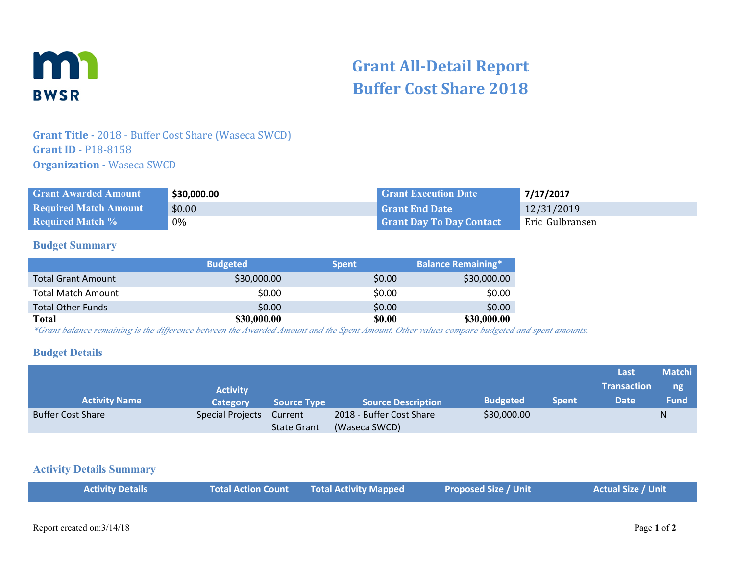# Grant All-Detail Report
# Buffer Cost Share 2018

**Grant Title -** 2018 - Buffer Cost Share (Waseca SWCD)
**Grant ID** - P18-8158
**Organization -** Waseca SWCD

| | | | |
|---|---|---|---|
| **Grant Awarded Amount** | **$30,000.00** | **Grant Execution Date** | **7/17/2017** |
| **Required Match Amount** | $0.00 | **Grant End Date** | 12/31/2019 |
| **Required Match %** | 0% | **Grant Day To Day Contact** | Eric Gulbransen |

## Budget Summary

| | Budgeted | Spent | Balance Remaining* |
|---|---|---|---|
| Total Grant Amount | $30,000.00 | $0.00 | $30,000.00 |
| Total Match Amount | $0.00 | $0.00 | $0.00 |
| Total Other Funds | $0.00 | $0.00 | $0.00 |
| **Total** | **$30,000.00** | **$0.00** | **$30,000.00** |

*\*Grant balance remaining is the difference between the Awarded Amount and the Spent Amount. Other values compare budgeted and spent amounts.*

## Budget Details

| Activity Name | Activity Category | Source Type | Source Description | Budgeted | Spent | Last Transaction Date | Matching Fund |
|---|---|---|---|---|---|---|---|
| Buffer Cost Share | Special Projects | Current State Grant | 2018 - Buffer Cost Share (Waseca SWCD) | $30,000.00 | | | N |

## Activity Details Summary

| Activity Details | Total Action Count | Total Activity Mapped | Proposed Size / Unit | Actual Size / Unit |
|---|---|---|---|---|

Report created on:3/14/18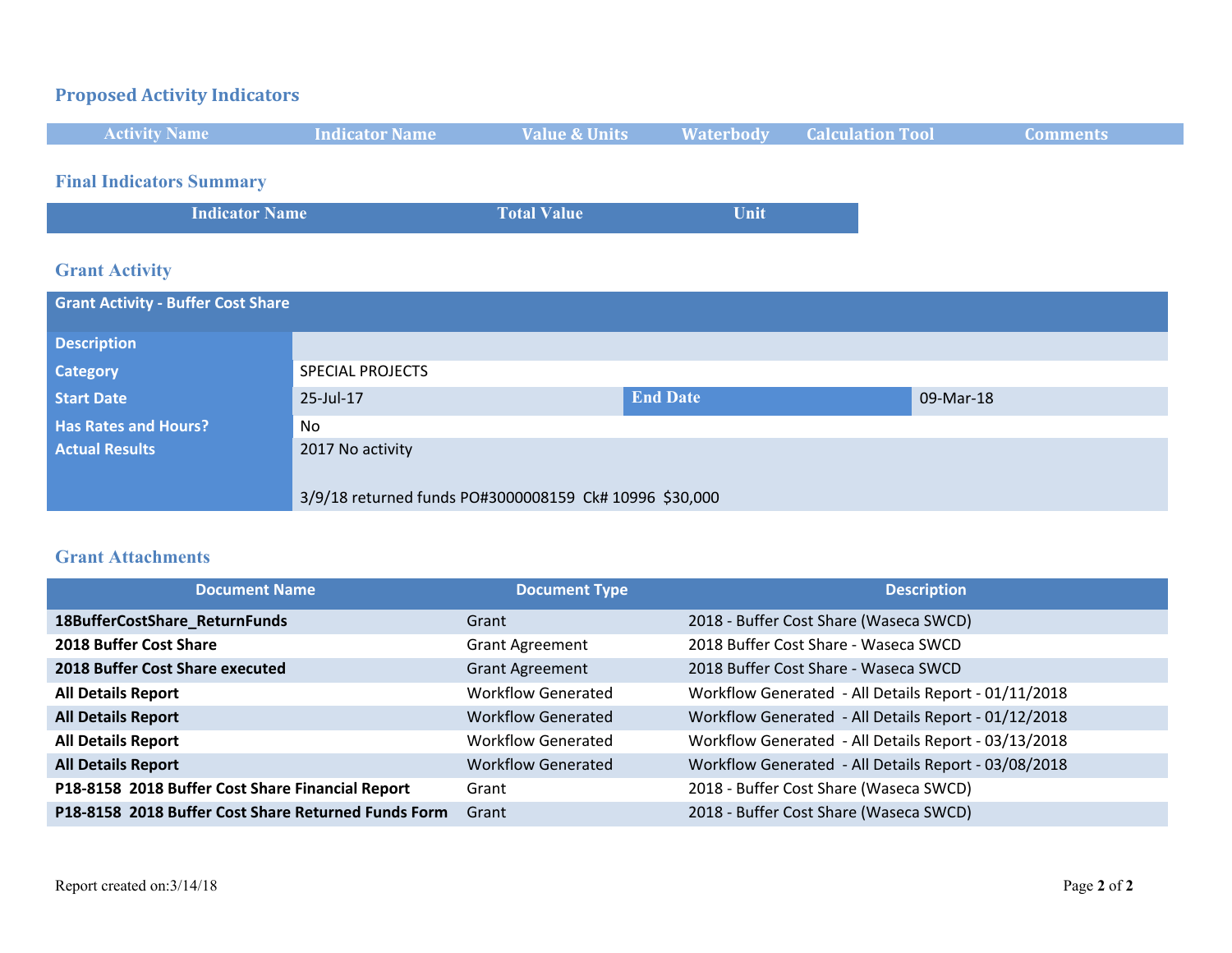## Proposed Activity Indicators

| Activity Name | Indicator Name | Value & Units | Waterbody | Calculation Tool | Comments |
|---|---|---|---|---|---|

## Final Indicators Summary

| Indicator Name | Total Value | Unit |
|---|---|---|

## Grant Activity

| Grant Activity - Buffer Cost Share | | | |
|---|---|---|---|
| **Description** | | | |
| **Category** | SPECIAL PROJECTS | | |
| **Start Date** | 25-Jul-17 | **End Date** | 09-Mar-18 |
| **Has Rates and Hours?** | No | | |
| **Actual Results** | 2017 No activity<br><br>3/9/18 returned funds PO#3000008159 Ck# 10996 $30,000 | | |

## Grant Attachments

| Document Name | Document Type | Description |
|---|---|---|
| **18BufferCostShare_ReturnFunds** | Grant | 2018 - Buffer Cost Share (Waseca SWCD) |
| **2018 Buffer Cost Share** | Grant Agreement | 2018 Buffer Cost Share - Waseca SWCD |
| **2018 Buffer Cost Share executed** | Grant Agreement | 2018 Buffer Cost Share - Waseca SWCD |
| **All Details Report** | Workflow Generated | Workflow Generated - All Details Report - 01/11/2018 |
| **All Details Report** | Workflow Generated | Workflow Generated - All Details Report - 01/12/2018 |
| **All Details Report** | Workflow Generated | Workflow Generated - All Details Report - 03/13/2018 |
| **All Details Report** | Workflow Generated | Workflow Generated - All Details Report - 03/08/2018 |
| **P18-8158 2018 Buffer Cost Share Financial Report** | Grant | 2018 - Buffer Cost Share (Waseca SWCD) |
| **P18-8158 2018 Buffer Cost Share Returned Funds Form** | Grant | 2018 - Buffer Cost Share (Waseca SWCD) |

Report created on:3/14/18